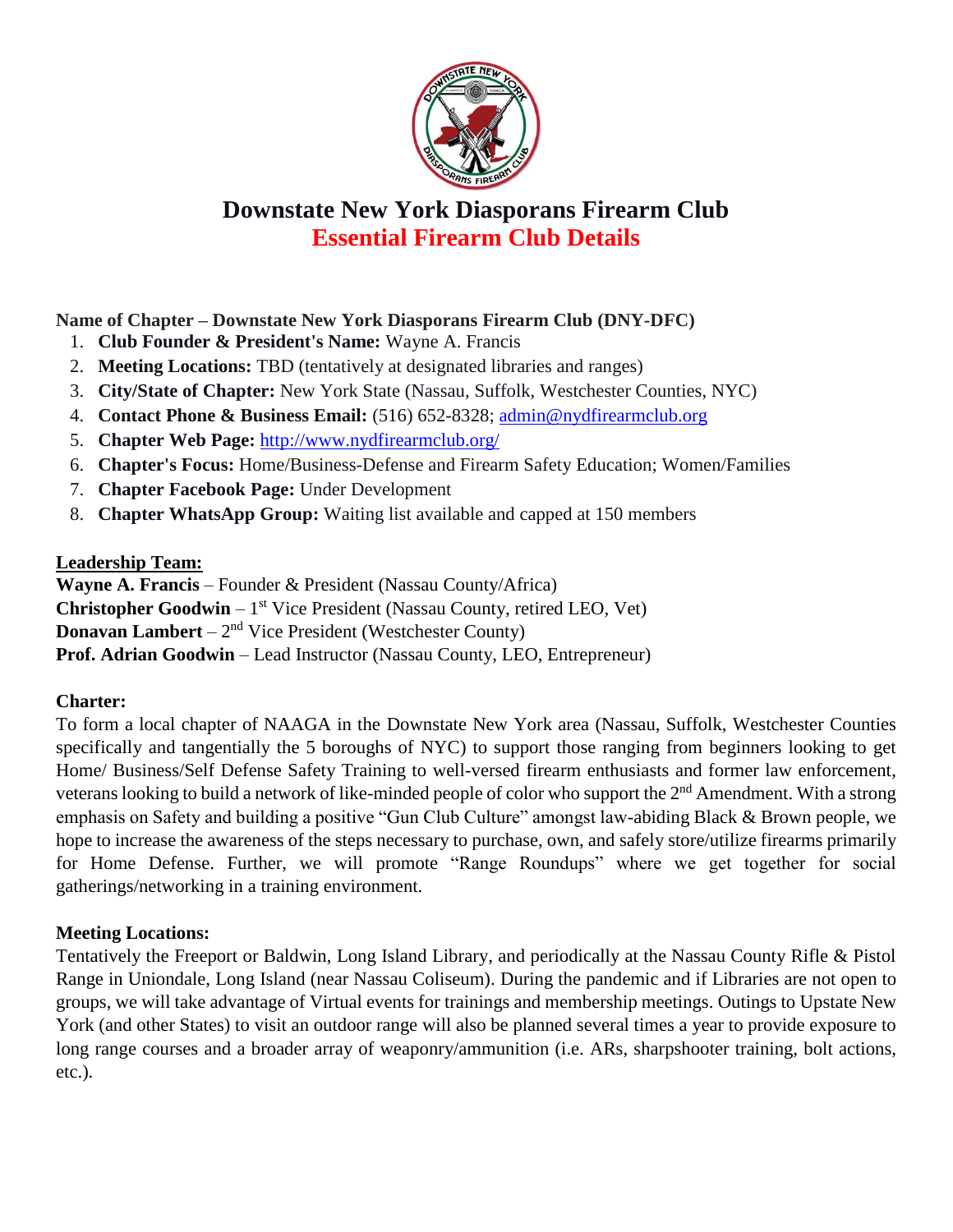# Downstate New York Diasporans Firearm Club

## Essential Firearm Club Details

**Name of Chapter – Downstate New York Diasporans Firearm Club (DNY-DFC)**

1. **Club Founder & President's Name:** Wayne A. Francis
2. **Meeting Locations:** TBD (tentatively at designated libraries and ranges)
3. **City/State of Chapter:** New York State (Nassau, Suffolk, Westchester Counties, NYC)
4. **Contact Phone & Business Email:** (516) 652-8328; admin@nydfirearmclub.org
5. **Chapter Web Page:** http://www.nydfirearmclub.org/
6. **Chapter's Focus:** Home/Business-Defense and Firearm Safety Education; Women/Families
7. **Chapter Facebook Page:** Under Development
8. **Chapter WhatsApp Group:** Waiting list available and capped at 150 members

**Leadership Team:**

**Wayne A. Francis** – Founder & President (Nassau County/Africa)
**Christopher Goodwin** – 1st Vice President (Nassau County, retired LEO, Vet)
**Donavan Lambert** – 2nd Vice President (Westchester County)
**Prof. Adrian Goodwin** – Lead Instructor (Nassau County, LEO, Entrepreneur)

**Charter:**

To form a local chapter of NAAGA in the Downstate New York area (Nassau, Suffolk, Westchester Counties specifically and tangentially the 5 boroughs of NYC) to support those ranging from beginners looking to get Home/ Business/Self Defense Safety Training to well-versed firearm enthusiasts and former law enforcement, veterans looking to build a network of like-minded people of color who support the 2nd Amendment. With a strong emphasis on Safety and building a positive "Gun Club Culture" amongst law-abiding Black & Brown people, we hope to increase the awareness of the steps necessary to purchase, own, and safely store/utilize firearms primarily for Home Defense. Further, we will promote "Range Roundups" where we get together for social gatherings/networking in a training environment.

**Meeting Locations:**

Tentatively the Freeport or Baldwin, Long Island Library, and periodically at the Nassau County Rifle & Pistol Range in Uniondale, Long Island (near Nassau Coliseum). During the pandemic and if Libraries are not open to groups, we will take advantage of Virtual events for trainings and membership meetings. Outings to Upstate New York (and other States) to visit an outdoor range will also be planned several times a year to provide exposure to long range courses and a broader array of weaponry/ammunition (i.e. ARs, sharpshooter training, bolt actions, etc.).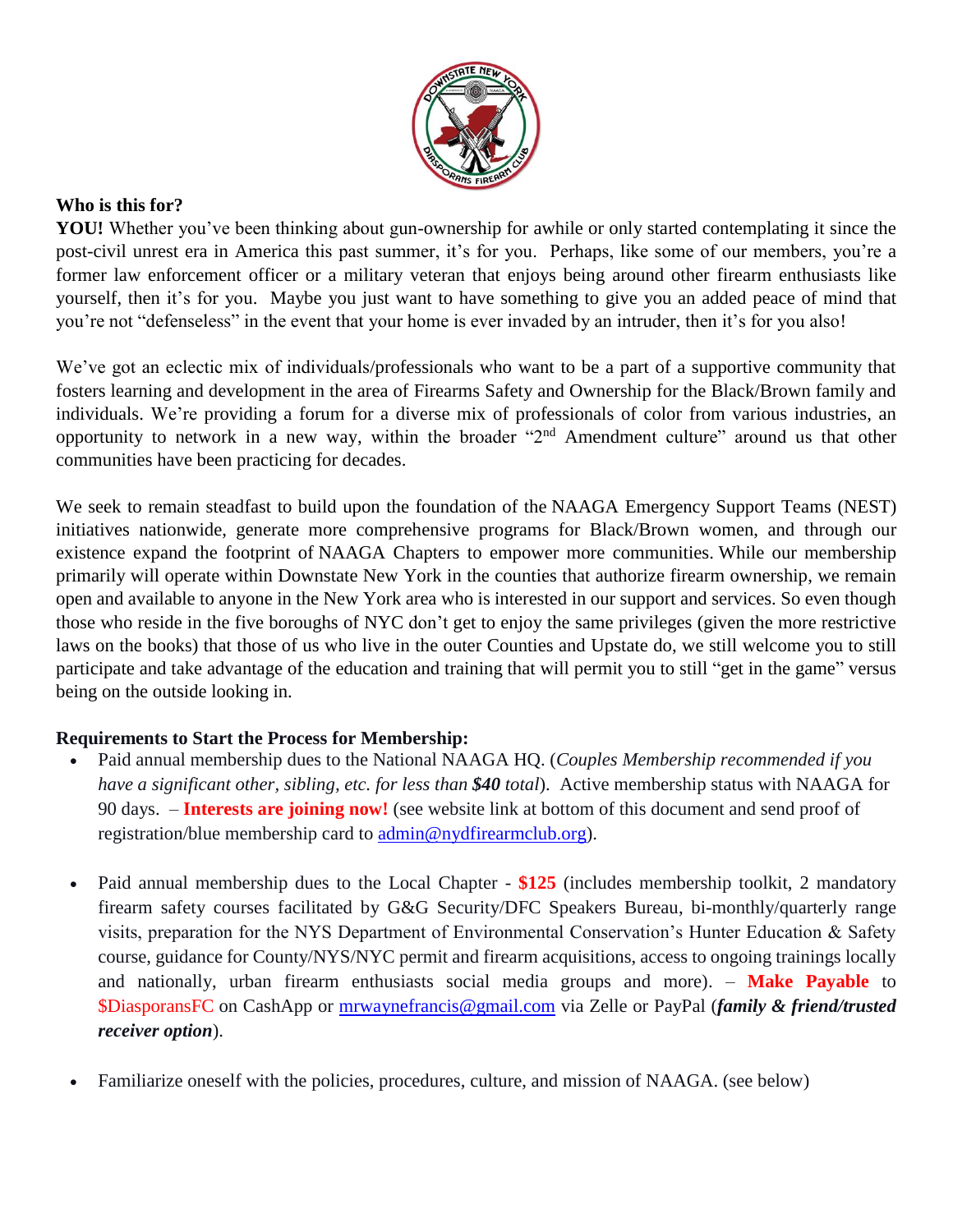**Who is this for?**

**YOU!** Whether you've been thinking about gun-ownership for awhile or only started contemplating it since the post-civil unrest era in America this past summer, it's for you. Perhaps, like some of our members, you're a former law enforcement officer or a military veteran that enjoys being around other firearm enthusiasts like yourself, then it's for you. Maybe you just want to have something to give you an added peace of mind that you're not "defenseless" in the event that your home is ever invaded by an intruder, then it's for you also!

We've got an eclectic mix of individuals/professionals who want to be a part of a supportive community that fosters learning and development in the area of Firearms Safety and Ownership for the Black/Brown family and individuals. We're providing a forum for a diverse mix of professionals of color from various industries, an opportunity to network in a new way, within the broader "2nd Amendment culture" around us that other communities have been practicing for decades.

We seek to remain steadfast to build upon the foundation of the NAAGA Emergency Support Teams (NEST) initiatives nationwide, generate more comprehensive programs for Black/Brown women, and through our existence expand the footprint of NAAGA Chapters to empower more communities. While our membership primarily will operate within Downstate New York in the counties that authorize firearm ownership, we remain open and available to anyone in the New York area who is interested in our support and services. So even though those who reside in the five boroughs of NYC don't get to enjoy the same privileges (given the more restrictive laws on the books) that those of us who live in the outer Counties and Upstate do, we still welcome you to still participate and take advantage of the education and training that will permit you to still "get in the game" versus being on the outside looking in.

**Requirements to Start the Process for Membership:**

- Paid annual membership dues to the National NAAGA HQ. (*Couples Membership recommended if you have a significant other, sibling, etc. for less than **$40** total*). Active membership status with NAAGA for 90 days. – **Interests are joining now!** (see website link at bottom of this document and send proof of registration/blue membership card to admin@nydfirearmclub.org).

- Paid annual membership dues to the Local Chapter - **$125** (includes membership toolkit, 2 mandatory firearm safety courses facilitated by G&G Security/DFC Speakers Bureau, bi-monthly/quarterly range visits, preparation for the NYS Department of Environmental Conservation's Hunter Education & Safety course, guidance for County/NYS/NYC permit and firearm acquisitions, access to ongoing trainings locally and nationally, urban firearm enthusiasts social media groups and more). – **Make Payable** to $DiasporansFC on CashApp or mrwaynefrancis@gmail.com via Zelle or PayPal (***family & friend/trusted receiver option***).

- Familiarize oneself with the policies, procedures, culture, and mission of NAAGA. (see below)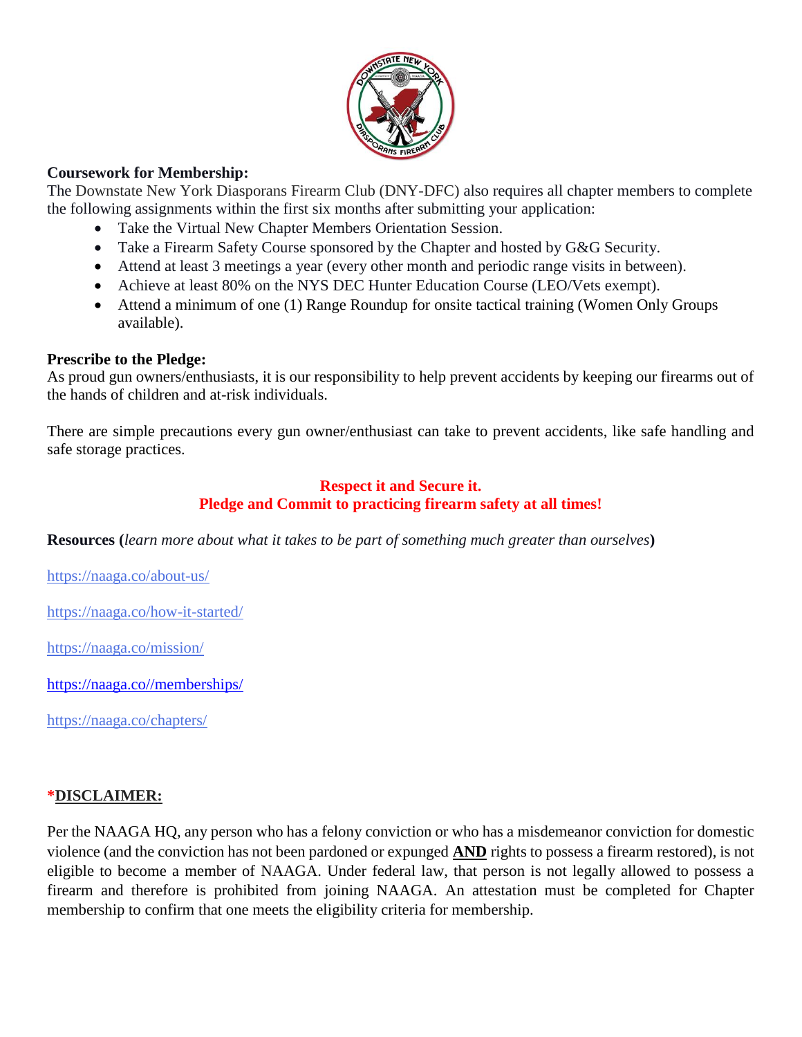**Coursework for Membership:**

The Downstate New York Diasporans Firearm Club (DNY-DFC) also requires all chapter members to complete the following assignments within the first six months after submitting your application:

- Take the Virtual New Chapter Members Orientation Session.
- Take a Firearm Safety Course sponsored by the Chapter and hosted by G&G Security.
- Attend at least 3 meetings a year (every other month and periodic range visits in between).
- Achieve at least 80% on the NYS DEC Hunter Education Course (LEO/Vets exempt).
- Attend a minimum of one (1) Range Roundup for onsite tactical training (Women Only Groups available).

**Prescribe to the Pledge:**

As proud gun owners/enthusiasts, it is our responsibility to help prevent accidents by keeping our firearms out of the hands of children and at-risk individuals.

There are simple precautions every gun owner/enthusiast can take to prevent accidents, like safe handling and safe storage practices.

**Respect it and Secure it.**
**Pledge and Commit to practicing firearm safety at all times!**

**Resources (***learn more about what it takes to be part of something much greater than ourselves***)**

https://naaga.co/about-us/

https://naaga.co/how-it-started/

https://naaga.co/mission/

https://naaga.co//memberships/

https://naaga.co/chapters/

**\*DISCLAIMER:**

Per the NAAGA HQ, any person who has a felony conviction or who has a misdemeanor conviction for domestic violence (and the conviction has not been pardoned or expunged **AND** rights to possess a firearm restored), is not eligible to become a member of NAAGA. Under federal law, that person is not legally allowed to possess a firearm and therefore is prohibited from joining NAAGA. An attestation must be completed for Chapter membership to confirm that one meets the eligibility criteria for membership.